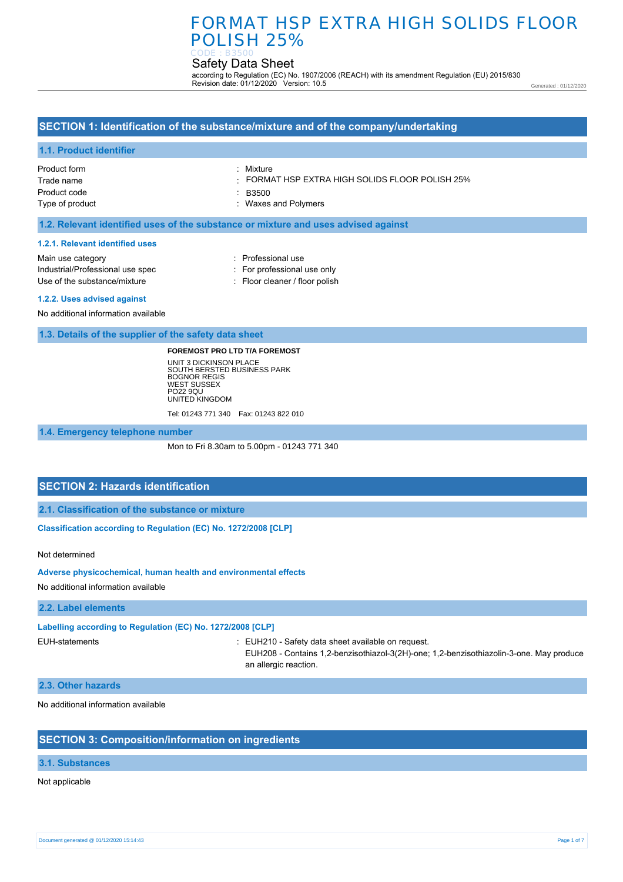# FORMAT HSP EXTRA HIGH SOLIDS FLOOR POLISH 25%

CODE : B3500

Safety Data Sheet

according to Regulation (EC) No. 1907/2006 (REACH) with its amendment Regulation (EU) 2015/830
Revision date: 01/12/2020 Version: 10.5

Generated : 01/12/2020

## SECTION 1: Identification of the substance/mixture and of the company/undertaking

### 1.1. Product identifier

| | |
|---|---|
| Product form | : Mixture |
| Trade name | : FORMAT HSP EXTRA HIGH SOLIDS FLOOR POLISH 25% |
| Product code | : B3500 |
| Type of product | : Waxes and Polymers |

### 1.2. Relevant identified uses of the substance or mixture and uses advised against

#### 1.2.1. Relevant identified uses

| | |
|---|---|
| Main use category | : Professional use |
| Industrial/Professional use spec | : For professional use only |
| Use of the substance/mixture | : Floor cleaner / floor polish |

#### 1.2.2. Uses advised against

No additional information available

### 1.3. Details of the supplier of the safety data sheet

**FOREMOST PRO LTD T/A FOREMOST**

UNIT 3 DICKINSON PLACE
SOUTH BERSTED BUSINESS PARK
BOGNOR REGIS
WEST SUSSEX
PO22 9QU
UNITED KINGDOM

Tel: 01243 771 340 Fax: 01243 822 010

### 1.4. Emergency telephone number

Mon to Fri 8.30am to 5.00pm - 01243 771 340

## SECTION 2: Hazards identification

### 2.1. Classification of the substance or mixture

**Classification according to Regulation (EC) No. 1272/2008 [CLP]**

Not determined

**Adverse physicochemical, human health and environmental effects**

No additional information available

### 2.2. Label elements

**Labelling according to Regulation (EC) No. 1272/2008 [CLP]**

EUH-statements : EUH210 - Safety data sheet available on request.
EUH208 - Contains 1,2-benzisothiazol-3(2H)-one; 1,2-benzisothiazolin-3-one. May produce an allergic reaction.

### 2.3. Other hazards

No additional information available

## SECTION 3: Composition/information on ingredients

### 3.1. Substances

Not applicable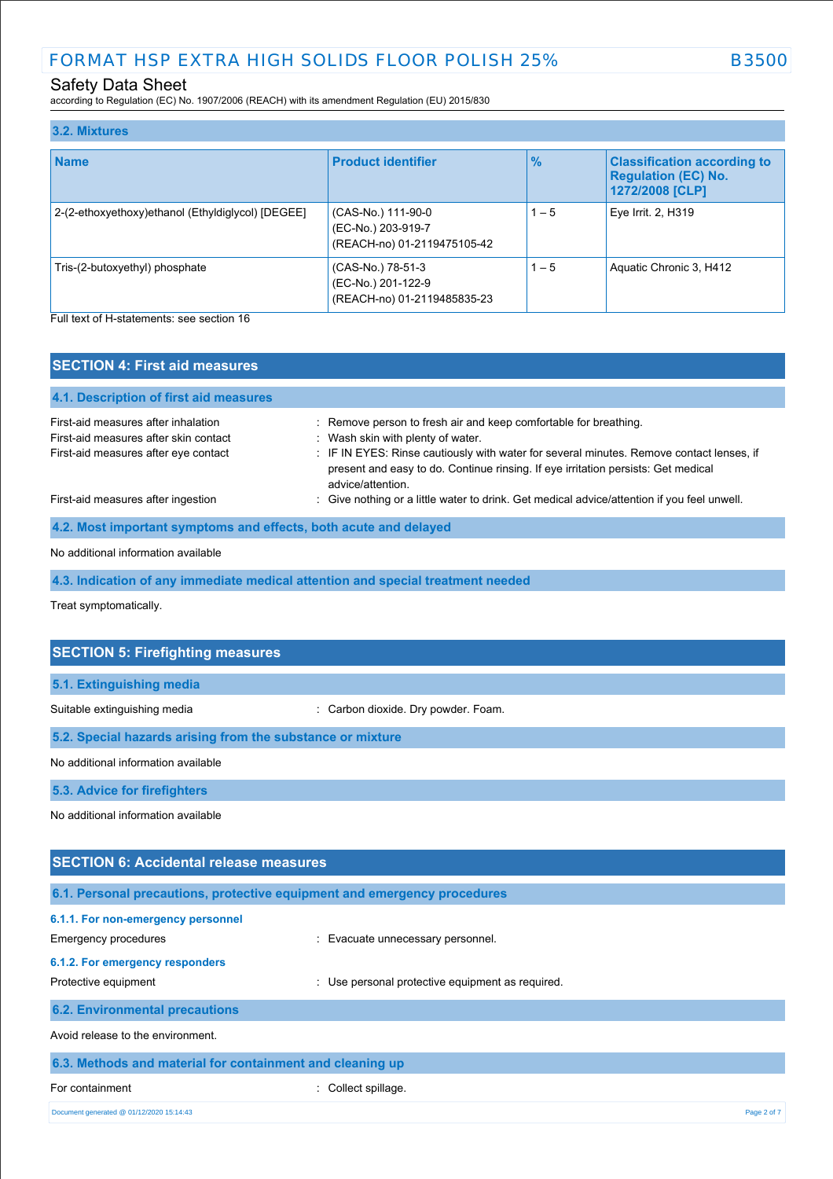### 3.2. Mixtures

| Name | Product identifier | % | Classification according to Regulation (EC) No. 1272/2008 [CLP] |
|---|---|---|---|
| 2-(2-ethoxyethoxy)ethanol (Ethyldiglycol) [DEGEE] | (CAS-No.) 111-90-0<br>(EC-No.) 203-919-7<br>(REACH-no) 01-2119475105-42 | 1 – 5 | Eye Irrit. 2, H319 |
| Tris-(2-butoxyethyl) phosphate | (CAS-No.) 78-51-3<br>(EC-No.) 201-122-9<br>(REACH-no) 01-2119485835-23 | 1 – 5 | Aquatic Chronic 3, H412 |

Full text of H-statements: see section 16

## SECTION 4: First aid measures

### 4.1. Description of first aid measures

First-aid measures after inhalation : Remove person to fresh air and keep comfortable for breathing.

First-aid measures after skin contact : Wash skin with plenty of water.

First-aid measures after eye contact : IF IN EYES: Rinse cautiously with water for several minutes. Remove contact lenses, if present and easy to do. Continue rinsing. If eye irritation persists: Get medical advice/attention.

First-aid measures after ingestion : Give nothing or a little water to drink. Get medical advice/attention if you feel unwell.

### 4.2. Most important symptoms and effects, both acute and delayed

No additional information available

### 4.3. Indication of any immediate medical attention and special treatment needed

Treat symptomatically.

## SECTION 5: Firefighting measures

### 5.1. Extinguishing media

Suitable extinguishing media : Carbon dioxide. Dry powder. Foam.

### 5.2. Special hazards arising from the substance or mixture

No additional information available

### 5.3. Advice for firefighters

No additional information available

## SECTION 6: Accidental release measures

### 6.1. Personal precautions, protective equipment and emergency procedures

#### 6.1.1. For non-emergency personnel

Emergency procedures : Evacuate unnecessary personnel.

#### 6.1.2. For emergency responders

Protective equipment : Use personal protective equipment as required.

### 6.2. Environmental precautions

Avoid release to the environment.

### 6.3. Methods and material for containment and cleaning up

For containment : Collect spillage.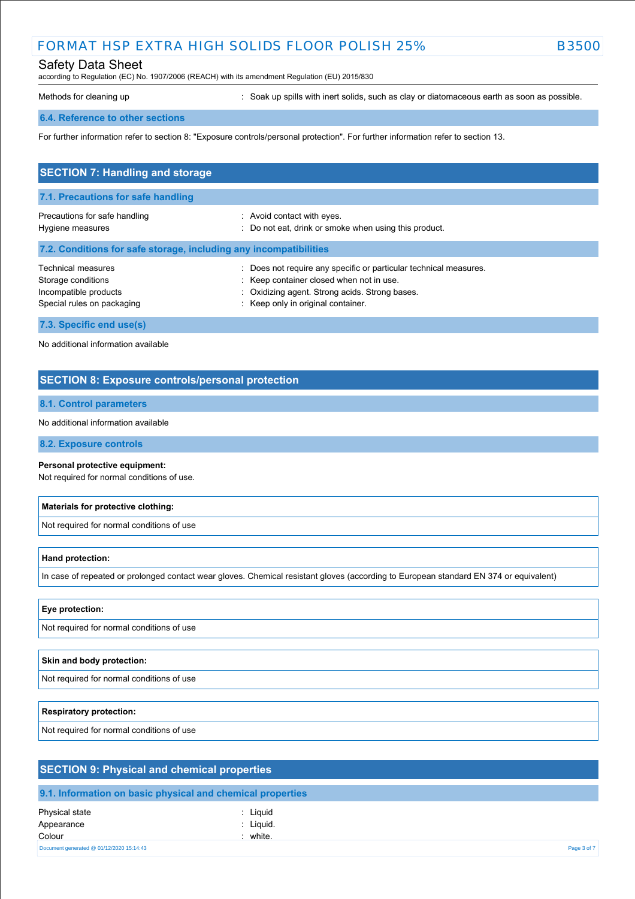Methods for cleaning up : Soak up spills with inert solids, such as clay or diatomaceous earth as soon as possible.

### 6.4. Reference to other sections

For further information refer to section 8: "Exposure controls/personal protection". For further information refer to section 13.

## SECTION 7: Handling and storage

### 7.1. Precautions for safe handling

| | |
|---|---|
| Precautions for safe handling | : Avoid contact with eyes. |
| Hygiene measures | : Do not eat, drink or smoke when using this product. |

### 7.2. Conditions for safe storage, including any incompatibilities

| | |
|---|---|
| Technical measures | : Does not require any specific or particular technical measures. |
| Storage conditions | : Keep container closed when not in use. |
| Incompatible products | : Oxidizing agent. Strong acids. Strong bases. |
| Special rules on packaging | : Keep only in original container. |

### 7.3. Specific end use(s)

No additional information available

## SECTION 8: Exposure controls/personal protection

### 8.1. Control parameters

No additional information available

### 8.2. Exposure controls

**Personal protective equipment:**
Not required for normal conditions of use.

| **Materials for protective clothing:** |
|---|
| Not required for normal conditions of use |

| **Hand protection:** |
|---|
| In case of repeated or prolonged contact wear gloves. Chemical resistant gloves (according to European standard EN 374 or equivalent) |

| **Eye protection:** |
|---|
| Not required for normal conditions of use |

| **Skin and body protection:** |
|---|
| Not required for normal conditions of use |

| **Respiratory protection:** |
|---|
| Not required for normal conditions of use |

## SECTION 9: Physical and chemical properties

### 9.1. Information on basic physical and chemical properties

| | |
|---|---|
| Physical state | : Liquid |
| Appearance | : Liquid. |
| Colour | : white. |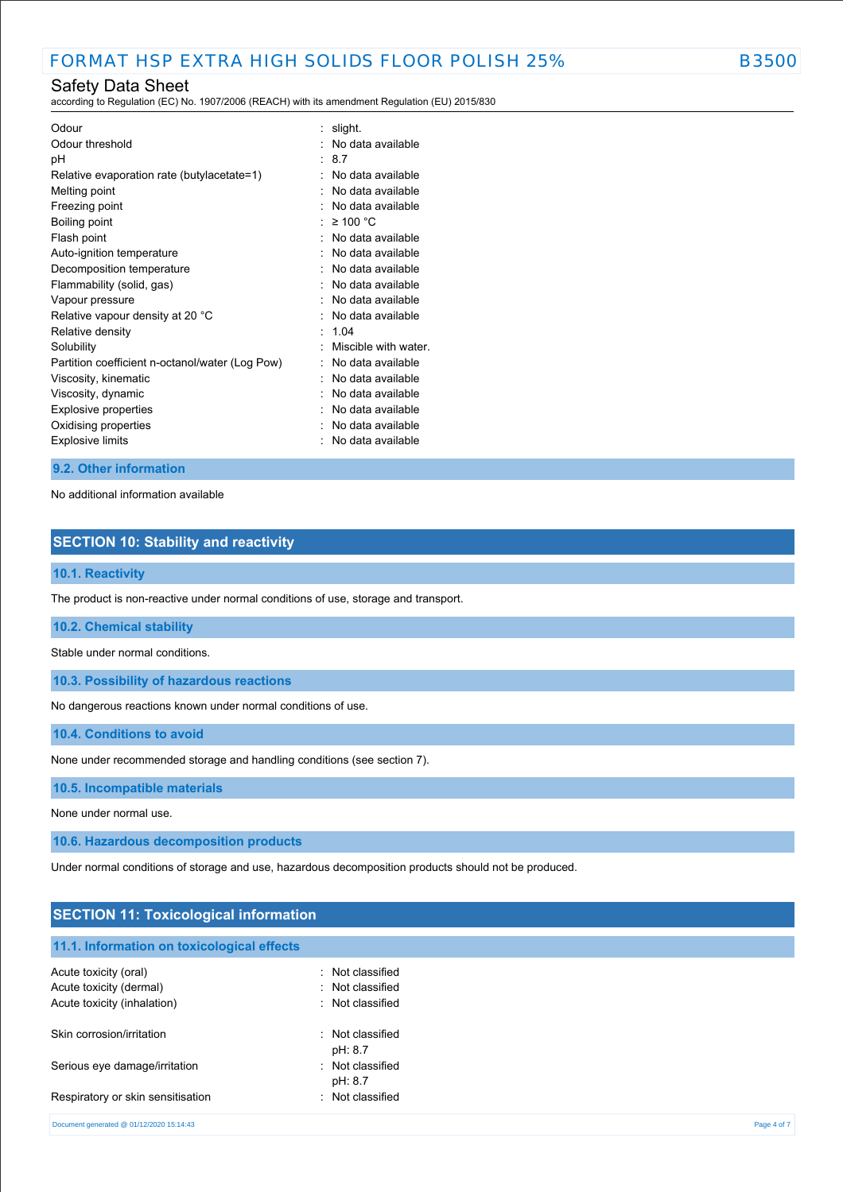| | |
|---|---|
| Odour | : slight. |
| Odour threshold | : No data available |
| pH | : 8.7 |
| Relative evaporation rate (butylacetate=1) | : No data available |
| Melting point | : No data available |
| Freezing point | : No data available |
| Boiling point | : ≥ 100 °C |
| Flash point | : No data available |
| Auto-ignition temperature | : No data available |
| Decomposition temperature | : No data available |
| Flammability (solid, gas) | : No data available |
| Vapour pressure | : No data available |
| Relative vapour density at 20 °C | : No data available |
| Relative density | : 1.04 |
| Solubility | : Miscible with water. |
| Partition coefficient n-octanol/water (Log Pow) | : No data available |
| Viscosity, kinematic | : No data available |
| Viscosity, dynamic | : No data available |
| Explosive properties | : No data available |
| Oxidising properties | : No data available |
| Explosive limits | : No data available |

### 9.2. Other information

No additional information available

## SECTION 10: Stability and reactivity

### 10.1. Reactivity

The product is non-reactive under normal conditions of use, storage and transport.

### 10.2. Chemical stability

Stable under normal conditions.

### 10.3. Possibility of hazardous reactions

No dangerous reactions known under normal conditions of use.

### 10.4. Conditions to avoid

None under recommended storage and handling conditions (see section 7).

### 10.5. Incompatible materials

None under normal use.

### 10.6. Hazardous decomposition products

Under normal conditions of storage and use, hazardous decomposition products should not be produced.

## SECTION 11: Toxicological information

### 11.1. Information on toxicological effects

| | |
|---|---|
| Acute toxicity (oral) | : Not classified |
| Acute toxicity (dermal) | : Not classified |
| Acute toxicity (inhalation) | : Not classified |
| Skin corrosion/irritation | : Not classified<br>pH: 8.7 |
| Serious eye damage/irritation | : Not classified<br>pH: 8.7 |
| Respiratory or skin sensitisation | : Not classified |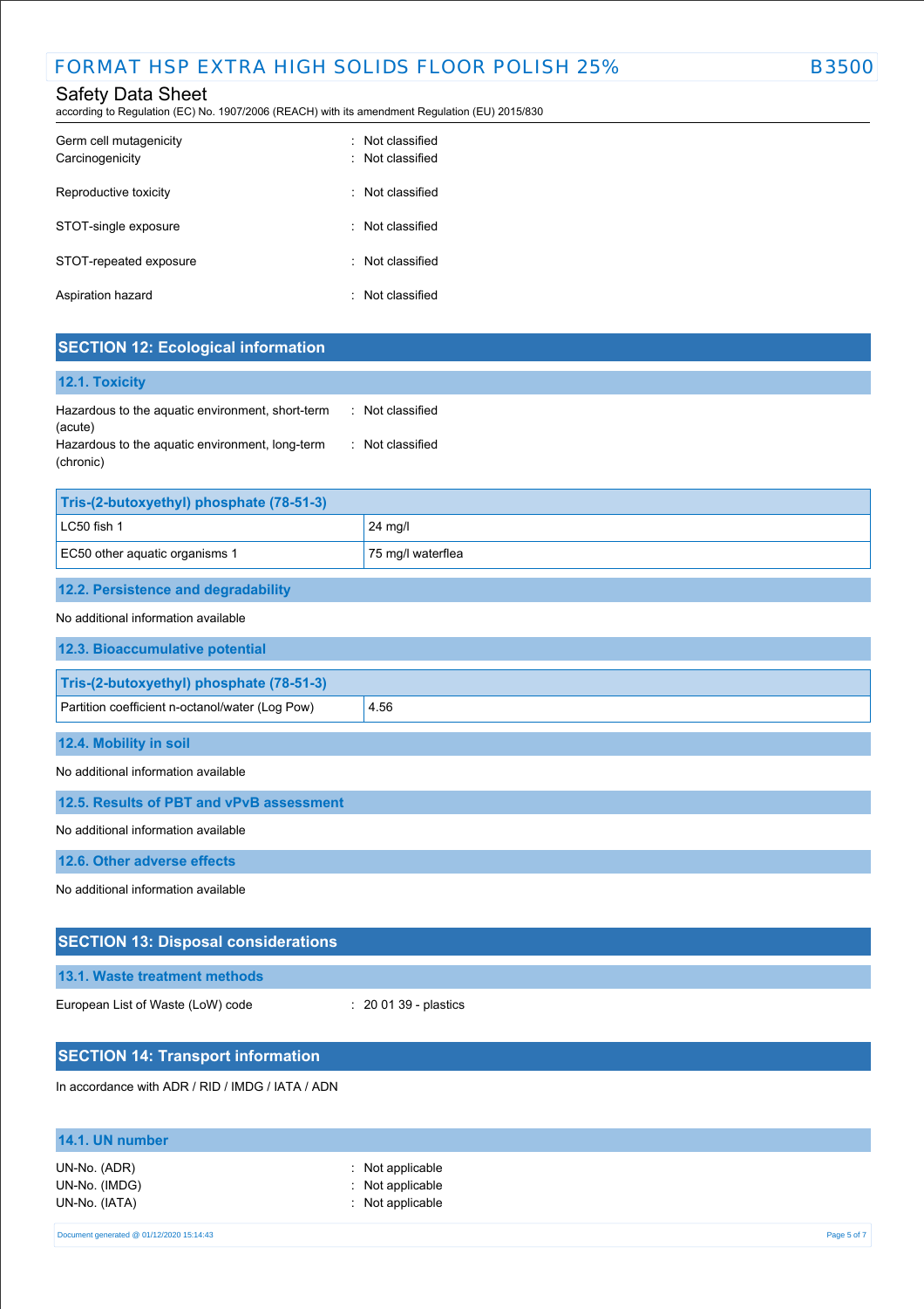Germ cell mutagenicity : Not classified
Carcinogenicity : Not classified

Reproductive toxicity : Not classified

STOT-single exposure : Not classified

STOT-repeated exposure : Not classified

Aspiration hazard : Not classified

## SECTION 12: Ecological information

### 12.1. Toxicity

Hazardous to the aquatic environment, short-term (acute) : Not classified
Hazardous to the aquatic environment, long-term (chronic) : Not classified

| Tris-(2-butoxyethyl) phosphate (78-51-3) | |
|---|---|
| LC50 fish 1 | 24 mg/l |
| EC50 other aquatic organisms 1 | 75 mg/l waterflea |

### 12.2. Persistence and degradability

No additional information available

### 12.3. Bioaccumulative potential

| Tris-(2-butoxyethyl) phosphate (78-51-3) | |
|---|---|
| Partition coefficient n-octanol/water (Log Pow) | 4.56 |

### 12.4. Mobility in soil

No additional information available

### 12.5. Results of PBT and vPvB assessment

No additional information available

### 12.6. Other adverse effects

No additional information available

## SECTION 13: Disposal considerations

### 13.1. Waste treatment methods

European List of Waste (LoW) code : 20 01 39 - plastics

## SECTION 14: Transport information

In accordance with ADR / RID / IMDG / IATA / ADN

### 14.1. UN number

UN-No. (ADR) : Not applicable
UN-No. (IMDG) : Not applicable
UN-No. (IATA) : Not applicable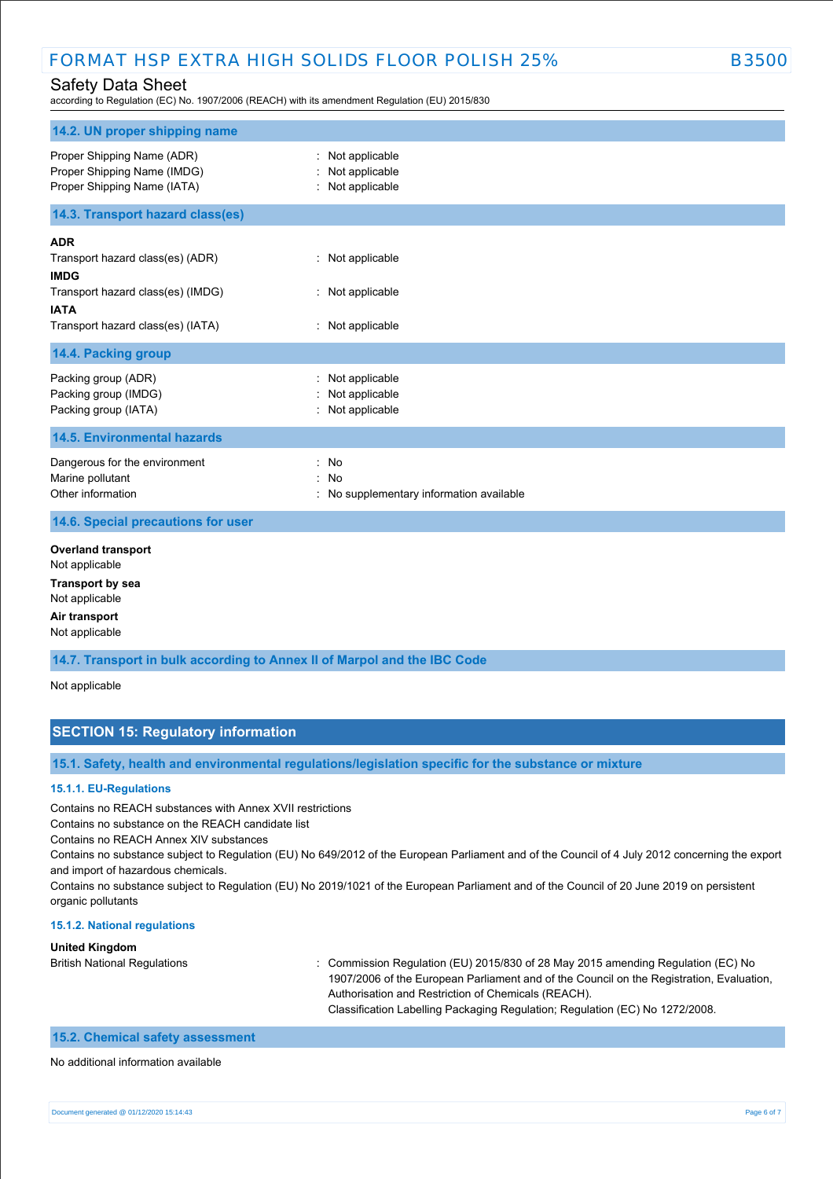### 14.2. UN proper shipping name

| | |
|---|---|
| Proper Shipping Name (ADR) | : Not applicable |
| Proper Shipping Name (IMDG) | : Not applicable |
| Proper Shipping Name (IATA) | : Not applicable |

### 14.3. Transport hazard class(es)

**ADR**

Transport hazard class(es) (ADR) : Not applicable

**IMDG**

Transport hazard class(es) (IMDG) : Not applicable

**IATA**

Transport hazard class(es) (IATA) : Not applicable

### 14.4. Packing group

| | |
|---|---|
| Packing group (ADR) | : Not applicable |
| Packing group (IMDG) | : Not applicable |
| Packing group (IATA) | : Not applicable |

### 14.5. Environmental hazards

| | |
|---|---|
| Dangerous for the environment | : No |
| Marine pollutant | : No |
| Other information | : No supplementary information available |

### 14.6. Special precautions for user

**Overland transport**

Not applicable

**Transport by sea**

Not applicable

**Air transport**

Not applicable

### 14.7. Transport in bulk according to Annex II of Marpol and the IBC Code

Not applicable

## SECTION 15: Regulatory information

### 15.1. Safety, health and environmental regulations/legislation specific for the substance or mixture

#### 15.1.1. EU-Regulations

Contains no REACH substances with Annex XVII restrictions

Contains no substance on the REACH candidate list

Contains no REACH Annex XIV substances

Contains no substance subject to Regulation (EU) No 649/2012 of the European Parliament and of the Council of 4 July 2012 concerning the export and import of hazardous chemicals.

Contains no substance subject to Regulation (EU) No 2019/1021 of the European Parliament and of the Council of 20 June 2019 on persistent organic pollutants

#### 15.1.2. National regulations

**United Kingdom**

British National Regulations : Commission Regulation (EU) 2015/830 of 28 May 2015 amending Regulation (EC) No 1907/2006 of the European Parliament and of the Council on the Registration, Evaluation, Authorisation and Restriction of Chemicals (REACH). Classification Labelling Packaging Regulation; Regulation (EC) No 1272/2008.

### 15.2. Chemical safety assessment

No additional information available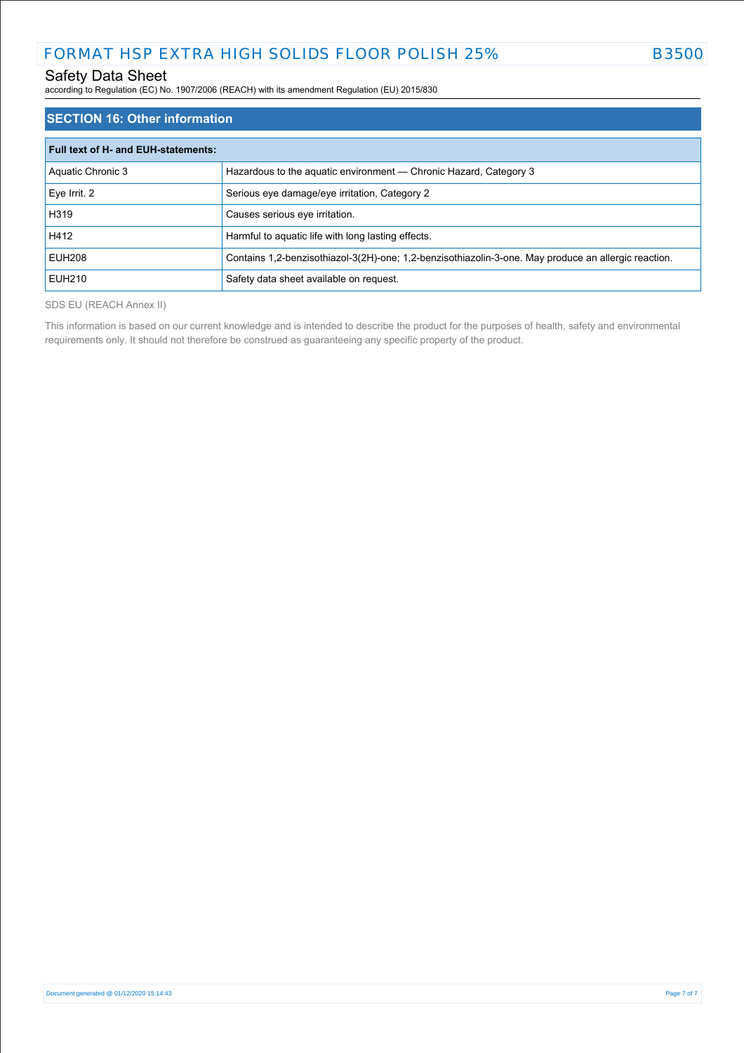## SECTION 16: Other information

| Full text of H- and EUH-statements: | |
|---|---|
| Aquatic Chronic 3 | Hazardous to the aquatic environment — Chronic Hazard, Category 3 |
| Eye Irrit. 2 | Serious eye damage/eye irritation, Category 2 |
| H319 | Causes serious eye irritation. |
| H412 | Harmful to aquatic life with long lasting effects. |
| EUH208 | Contains 1,2-benzisothiazol-3(2H)-one; 1,2-benzisothiazolin-3-one. May produce an allergic reaction. |
| EUH210 | Safety data sheet available on request. |

SDS EU (REACH Annex II)

This information is based on our current knowledge and is intended to describe the product for the purposes of health, safety and environmental requirements only. It should not therefore be construed as guaranteeing any specific property of the product.